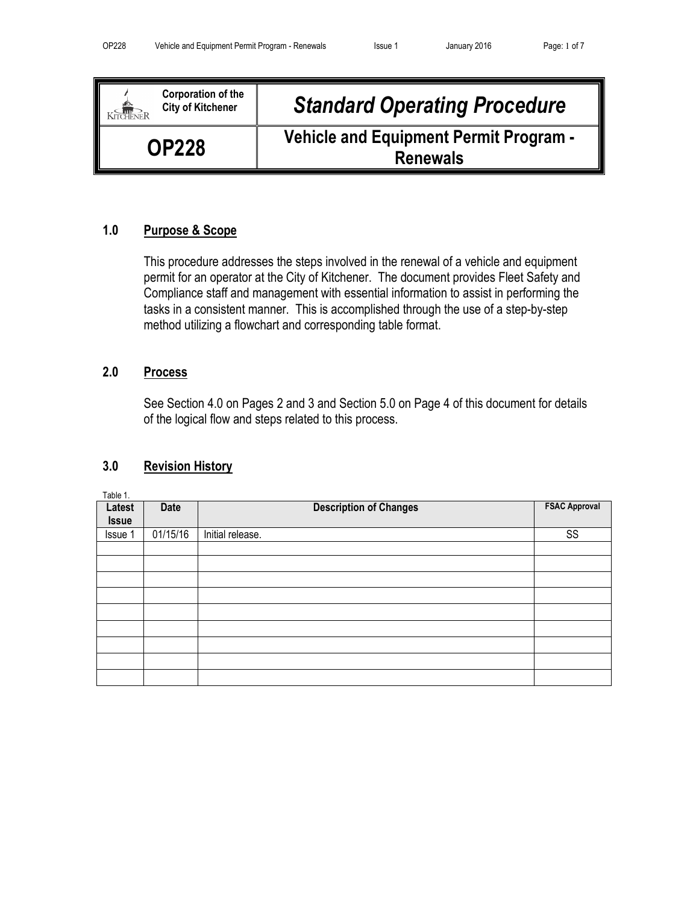| Corporation of the City of Kitchener | *Standard Operating Procedure* |
| --- | --- |
| **OP228** | **Vehicle and Equipment Permit Program - Renewals** |

## 1.0 Purpose & Scope

This procedure addresses the steps involved in the renewal of a vehicle and equipment permit for an operator at the City of Kitchener. The document provides Fleet Safety and Compliance staff and management with essential information to assist in performing the tasks in a consistent manner. This is accomplished through the use of a step-by-step method utilizing a flowchart and corresponding table format.

## 2.0 Process

See Section 4.0 on Pages 2 and 3 and Section 5.0 on Page 4 of this document for details of the logical flow and steps related to this process.

## 3.0 Revision History

Table 1.

| Latest Issue | Date | Description of Changes | FSAC Approval |
| --- | --- | --- | --- |
| Issue 1 | 01/15/16 | Initial release. | SS |
| | | | |
| | | | |
| | | | |
| | | | |
| | | | |
| | | | |
| | | | |
| | | | |
| | | | |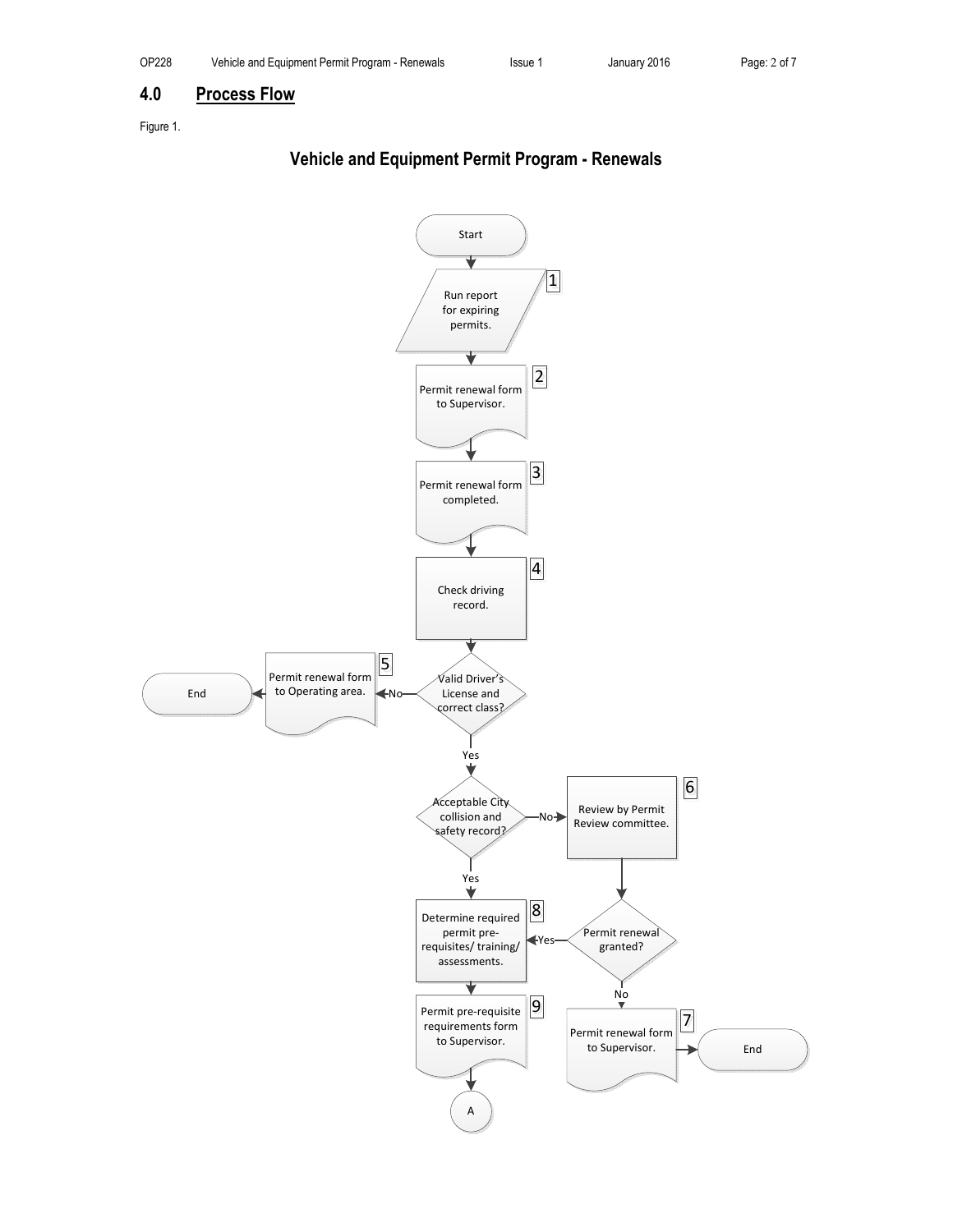## 4.0 Process Flow

Figure 1.

**Vehicle and Equipment Permit Program - Renewals**

Start

1. Run report for expiring permits.
2. Permit renewal form to Supervisor.
3. Permit renewal form completed.
4. Check driving record.

Valid Driver's License and correct class?
- No → 5. Permit renewal form to Operating area. → End
- Yes → Acceptable City collision and safety record?
  - No → 6. Review by Permit Review committee. → Permit renewal granted?
    - No → 7. Permit renewal form to Supervisor. → End
    - Yes → 8.
  - Yes → 8. Determine required permit pre-requisites/ training/ assessments.

9. Permit pre-requisite requirements form to Supervisor.

A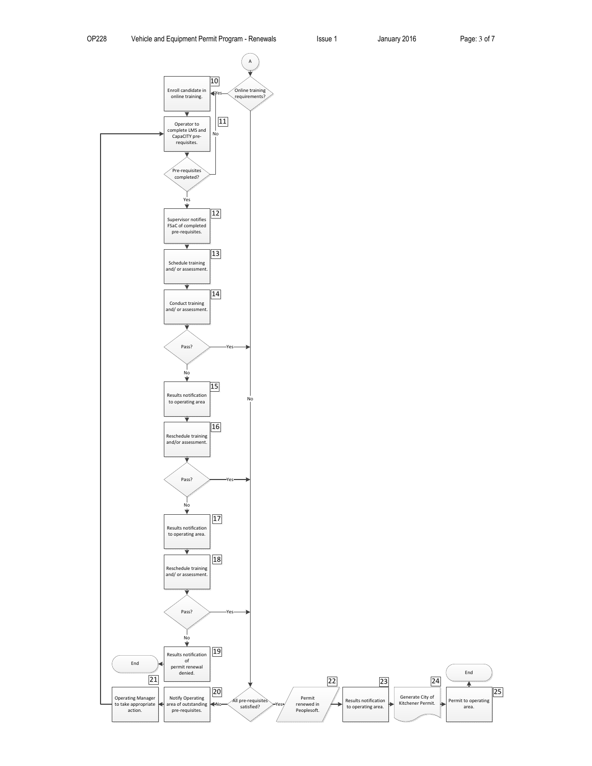A

**Online training requirements?**
- Yes → 10
- No → All pre-requisites satisfied?

**10** Enroll candidate in online training.

**11** Operator to complete LMS and CapaCITY pre-requisites.

**Pre-requisites completed?**
- No → 10
- Yes → 12

**12** Supervisor notifies FSaC of completed pre-requisites.

**13** Schedule training and/ or assessment.

**14** Conduct training and/ or assessment.

**Pass?**
- Yes → All pre-requisites satisfied?
- No → 15

**15** Results notification to operating area

**16** Reschedule training and/or assessment.

**Pass?**
- Yes → All pre-requisites satisfied?
- No → 17

**17** Results notification to operating area.

**18** Reschedule training and/ or assessment.

**Pass?**
- Yes → All pre-requisites satisfied?
- No → 19

**19** Results notification of permit renewal denied. → End

**All pre-requisites satisfied?**
- No → 20
- Yes → 22

**20** Notify Operating area of outstanding pre-requisites.

**21** Operating Manager to take appropriate action. → 11

**22** Permit renewed in Peoplesoft.

**23** Results notification to operating area.

**24** Generate City of Kitchener Permit.

**25** Permit to operating area. → End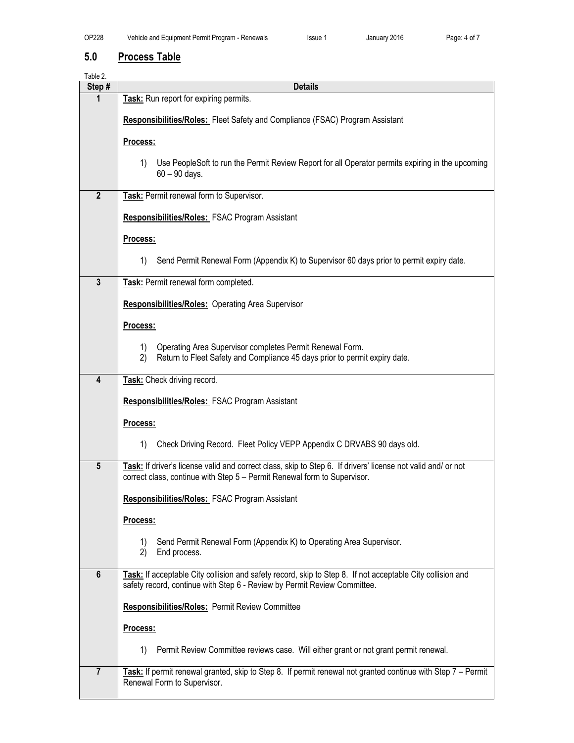## 5.0 Process Table

Table 2.

| Step # | Details |
|---|---|
| 1 | **Task:** Run report for expiring permits.<br><br>**Responsibilities/Roles:** Fleet Safety and Compliance (FSAC) Program Assistant<br><br>**Process:**<br><br>1) Use PeopleSoft to run the Permit Review Report for all Operator permits expiring in the upcoming 60 – 90 days. |
| 2 | **Task:** Permit renewal form to Supervisor.<br><br>**Responsibilities/Roles:** FSAC Program Assistant<br><br>**Process:**<br><br>1) Send Permit Renewal Form (Appendix K) to Supervisor 60 days prior to permit expiry date. |
| 3 | **Task:** Permit renewal form completed.<br><br>**Responsibilities/Roles:** Operating Area Supervisor<br><br>**Process:**<br><br>1) Operating Area Supervisor completes Permit Renewal Form.<br>2) Return to Fleet Safety and Compliance 45 days prior to permit expiry date. |
| 4 | **Task:** Check driving record.<br><br>**Responsibilities/Roles:** FSAC Program Assistant<br><br>**Process:**<br><br>1) Check Driving Record. Fleet Policy VEPP Appendix C DRVABS 90 days old. |
| 5 | **Task:** If driver's license valid and correct class, skip to Step 6. If drivers' license not valid and/ or not correct class, continue with Step 5 – Permit Renewal form to Supervisor.<br><br>**Responsibilities/Roles:** FSAC Program Assistant<br><br>**Process:**<br><br>1) Send Permit Renewal Form (Appendix K) to Operating Area Supervisor.<br>2) End process. |
| 6 | **Task:** If acceptable City collision and safety record, skip to Step 8. If not acceptable City collision and safety record, continue with Step 6 - Review by Permit Review Committee.<br><br>**Responsibilities/Roles:** Permit Review Committee<br><br>**Process:**<br><br>1) Permit Review Committee reviews case. Will either grant or not grant permit renewal. |
| 7 | **Task:** If permit renewal granted, skip to Step 8. If permit renewal not granted continue with Step 7 – Permit Renewal Form to Supervisor. |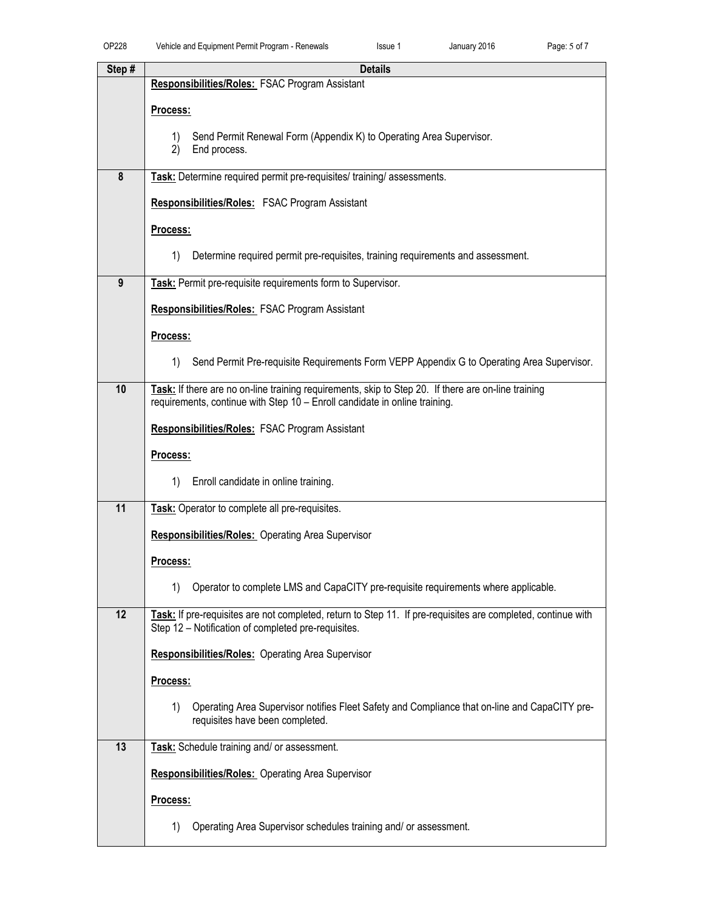| Step # | Details |
|---|---|
| | **Responsibilities/Roles:** FSAC Program Assistant<br><br>**Process:**<br><br>1) Send Permit Renewal Form (Appendix K) to Operating Area Supervisor.<br>2) End process. |
| 8 | **Task:** Determine required permit pre-requisites/ training/ assessments.<br><br>**Responsibilities/Roles:** FSAC Program Assistant<br><br>**Process:**<br><br>1) Determine required permit pre-requisites, training requirements and assessment. |
| 9 | **Task:** Permit pre-requisite requirements form to Supervisor.<br><br>**Responsibilities/Roles:** FSAC Program Assistant<br><br>**Process:**<br><br>1) Send Permit Pre-requisite Requirements Form VEPP Appendix G to Operating Area Supervisor. |
| 10 | **Task:** If there are no on-line training requirements, skip to Step 20. If there are on-line training requirements, continue with Step 10 – Enroll candidate in online training.<br><br>**Responsibilities/Roles:** FSAC Program Assistant<br><br>**Process:**<br><br>1) Enroll candidate in online training. |
| 11 | **Task:** Operator to complete all pre-requisites.<br><br>**Responsibilities/Roles:** Operating Area Supervisor<br><br>**Process:**<br><br>1) Operator to complete LMS and CapaCITY pre-requisite requirements where applicable. |
| 12 | **Task:** If pre-requisites are not completed, return to Step 11. If pre-requisites are completed, continue with Step 12 – Notification of completed pre-requisites.<br><br>**Responsibilities/Roles:** Operating Area Supervisor<br><br>**Process:**<br><br>1) Operating Area Supervisor notifies Fleet Safety and Compliance that on-line and CapaCITY pre-requisites have been completed. |
| 13 | **Task:** Schedule training and/ or assessment.<br><br>**Responsibilities/Roles:** Operating Area Supervisor<br><br>**Process:**<br><br>1) Operating Area Supervisor schedules training and/ or assessment. |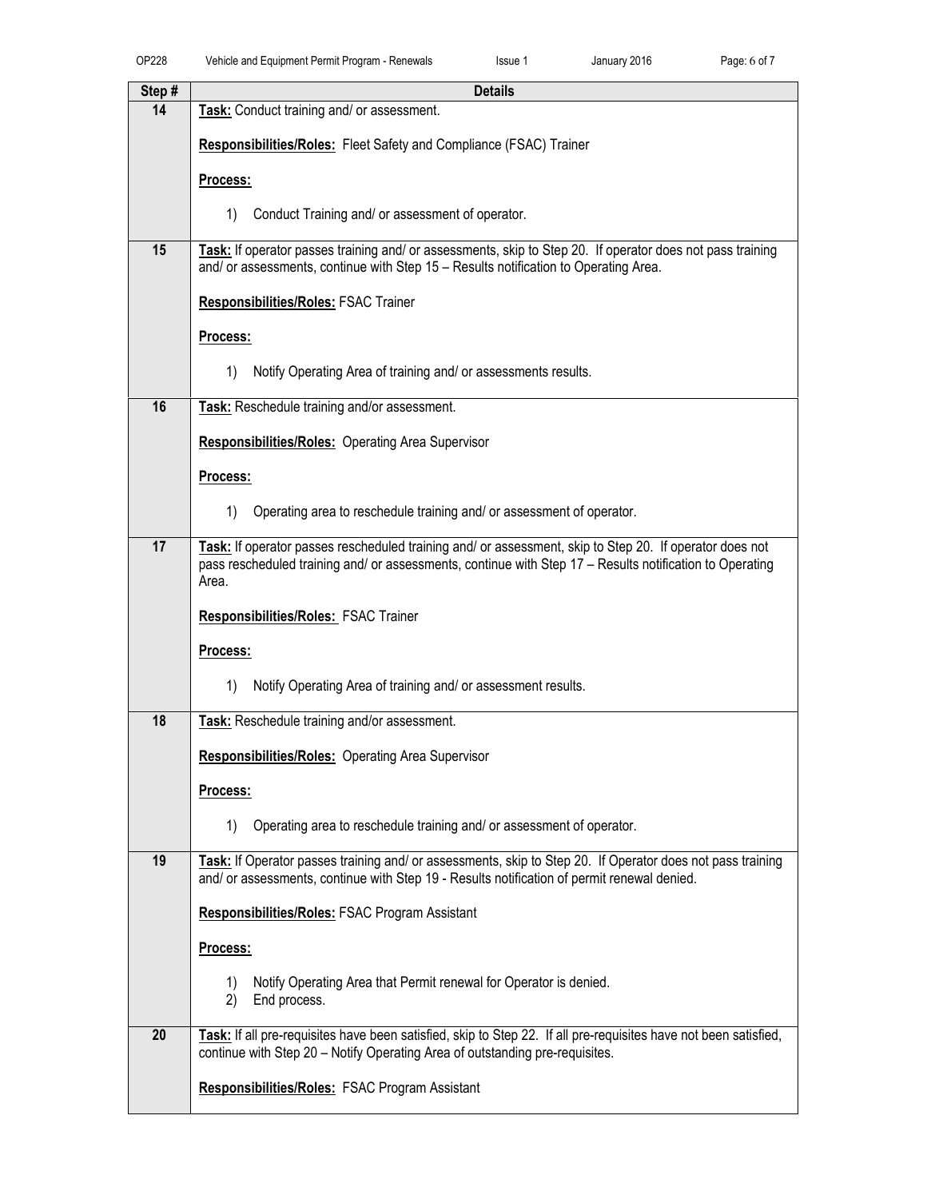| Step # | Details |
| --- | --- |
| 14 | **Task:** Conduct training and/ or assessment.<br><br>**Responsibilities/Roles:** Fleet Safety and Compliance (FSAC) Trainer<br><br>**Process:**<br><br>1) Conduct Training and/ or assessment of operator. |
| 15 | **Task:** If operator passes training and/ or assessments, skip to Step 20. If operator does not pass training and/ or assessments, continue with Step 15 – Results notification to Operating Area.<br><br>**Responsibilities/Roles:** FSAC Trainer<br><br>**Process:**<br><br>1) Notify Operating Area of training and/ or assessments results. |
| 16 | **Task:** Reschedule training and/or assessment.<br><br>**Responsibilities/Roles:** Operating Area Supervisor<br><br>**Process:**<br><br>1) Operating area to reschedule training and/ or assessment of operator. |
| 17 | **Task:** If operator passes rescheduled training and/ or assessment, skip to Step 20. If operator does not pass rescheduled training and/ or assessments, continue with Step 17 – Results notification to Operating Area.<br><br>**Responsibilities/Roles:** FSAC Trainer<br><br>**Process:**<br><br>1) Notify Operating Area of training and/ or assessment results. |
| 18 | **Task:** Reschedule training and/or assessment.<br><br>**Responsibilities/Roles:** Operating Area Supervisor<br><br>**Process:**<br><br>1) Operating area to reschedule training and/ or assessment of operator. |
| 19 | **Task:** If Operator passes training and/ or assessments, skip to Step 20. If Operator does not pass training and/ or assessments, continue with Step 19 - Results notification of permit renewal denied.<br><br>**Responsibilities/Roles:** FSAC Program Assistant<br><br>**Process:**<br><br>1) Notify Operating Area that Permit renewal for Operator is denied.<br>2) End process. |
| 20 | **Task:** If all pre-requisites have been satisfied, skip to Step 22. If all pre-requisites have not been satisfied, continue with Step 20 – Notify Operating Area of outstanding pre-requisites.<br><br>**Responsibilities/Roles:** FSAC Program Assistant |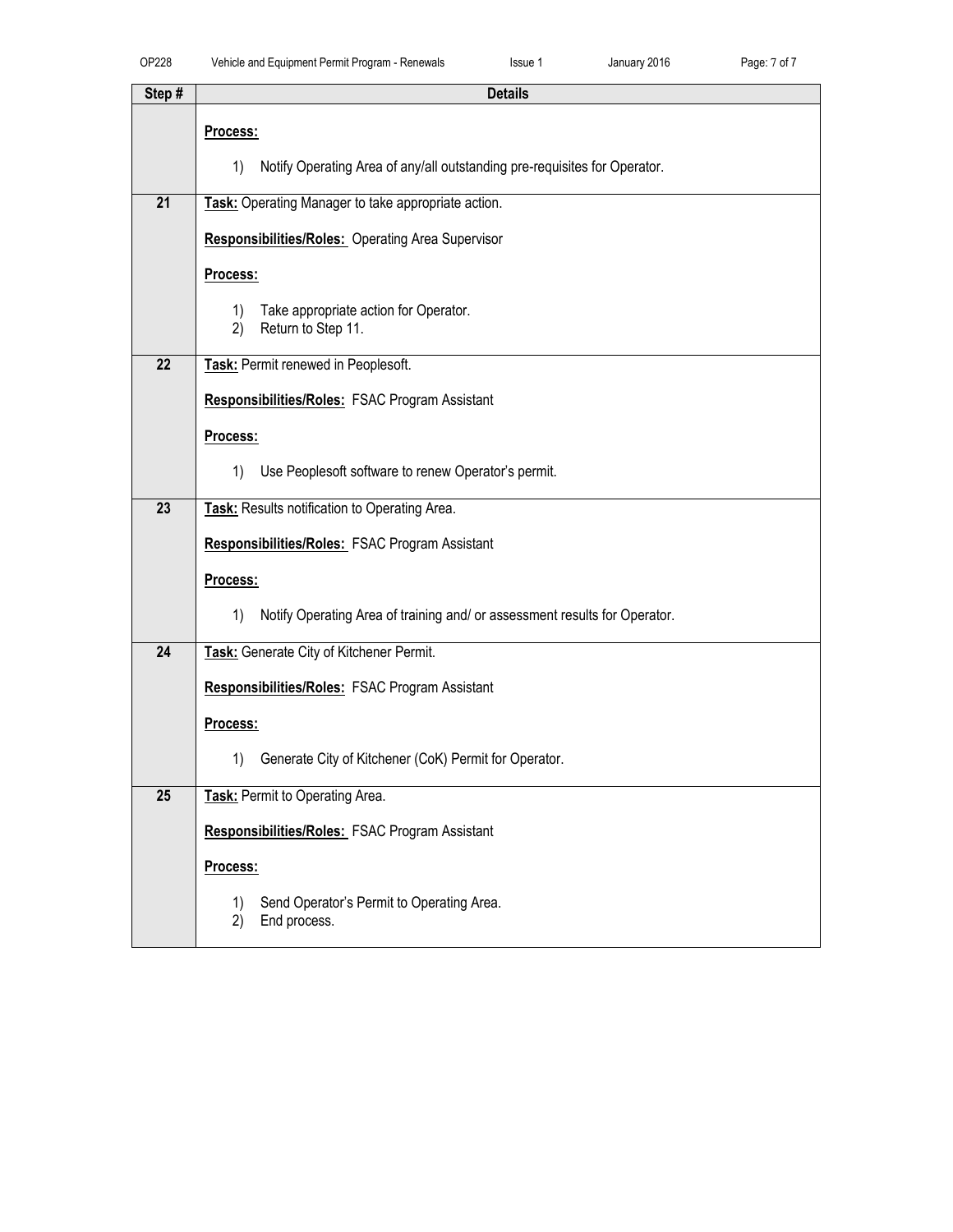| Step # | Details |
|---|---|
| | **Process:**<br><br>1) Notify Operating Area of any/all outstanding pre-requisites for Operator. |
| 21 | **Task:** Operating Manager to take appropriate action.<br><br>**Responsibilities/Roles:** Operating Area Supervisor<br><br>**Process:**<br><br>1) Take appropriate action for Operator.<br>2) Return to Step 11. |
| 22 | **Task:** Permit renewed in Peoplesoft.<br><br>**Responsibilities/Roles:** FSAC Program Assistant<br><br>**Process:**<br><br>1) Use Peoplesoft software to renew Operator's permit. |
| 23 | **Task:** Results notification to Operating Area.<br><br>**Responsibilities/Roles:** FSAC Program Assistant<br><br>**Process:**<br><br>1) Notify Operating Area of training and/ or assessment results for Operator. |
| 24 | **Task:** Generate City of Kitchener Permit.<br><br>**Responsibilities/Roles:** FSAC Program Assistant<br><br>**Process:**<br><br>1) Generate City of Kitchener (CoK) Permit for Operator. |
| 25 | **Task:** Permit to Operating Area.<br><br>**Responsibilities/Roles:** FSAC Program Assistant<br><br>**Process:**<br><br>1) Send Operator's Permit to Operating Area.<br>2) End process. |